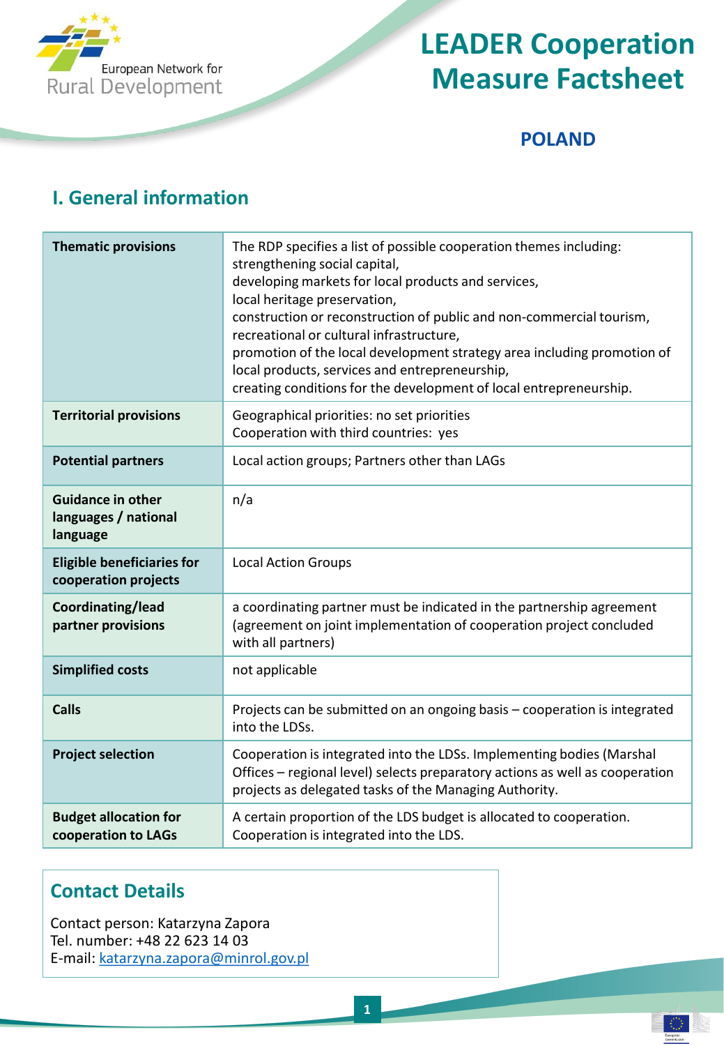# LEADER Cooperation Measure Factsheet

## POLAND

## I. General information

| | |
|---|---|
| **Thematic provisions** | The RDP specifies a list of possible cooperation themes including:<br>strengthening social capital,<br>developing markets for local products and services,<br>local heritage preservation,<br>construction or reconstruction of public and non-commercial tourism, recreational or cultural infrastructure,<br>promotion of the local development strategy area including promotion of local products, services and entrepreneurship,<br>creating conditions for the development of local entrepreneurship. |
| **Territorial provisions** | Geographical priorities: no set priorities<br>Cooperation with third countries: yes |
| **Potential partners** | Local action groups; Partners other than LAGs |
| **Guidance in other languages / national language** | n/a |
| **Eligible beneficiaries for cooperation projects** | Local Action Groups |
| **Coordinating/lead partner provisions** | a coordinating partner must be indicated in the partnership agreement (agreement on joint implementation of cooperation project concluded with all partners) |
| **Simplified costs** | not applicable |
| **Calls** | Projects can be submitted on an ongoing basis – cooperation is integrated into the LDSs. |
| **Project selection** | Cooperation is integrated into the LDSs. Implementing bodies (Marshal Offices – regional level) selects preparatory actions as well as cooperation projects as delegated tasks of the Managing Authority. |
| **Budget allocation for cooperation to LAGs** | A certain proportion of the LDS budget is allocated to cooperation. Cooperation is integrated into the LDS. |

## Contact Details

Contact person: Katarzyna Zapora
Tel. number: +48 22 623 14 03
E-mail: katarzyna.zapora@minrol.gov.pl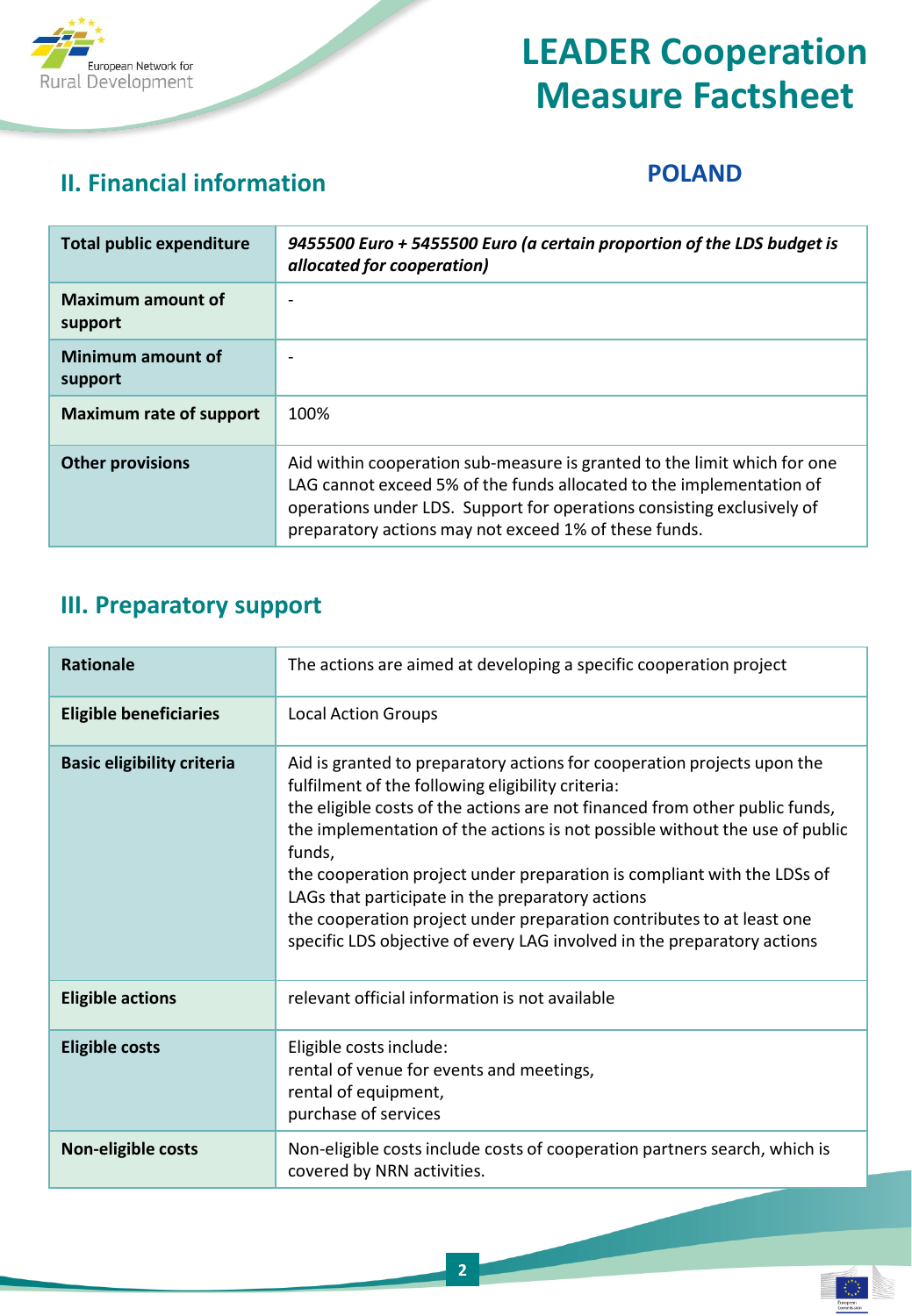# LEADER Cooperation Measure Factsheet

## II. Financial information

**POLAND**

| | |
|---|---|
| **Total public expenditure** | ***9455500 Euro + 5455500 Euro (a certain proportion of the LDS budget is allocated for cooperation)*** |
| **Maximum amount of support** | - |
| **Minimum amount of support** | - |
| **Maximum rate of support** | 100% |
| **Other provisions** | Aid within cooperation sub-measure is granted to the limit which for one LAG cannot exceed 5% of the funds allocated to the implementation of operations under LDS. Support for operations consisting exclusively of preparatory actions may not exceed 1% of these funds. |

## III. Preparatory support

| | |
|---|---|
| **Rationale** | The actions are aimed at developing a specific cooperation project |
| **Eligible beneficiaries** | Local Action Groups |
| **Basic eligibility criteria** | Aid is granted to preparatory actions for cooperation projects upon the fulfilment of the following eligibility criteria:<br>the eligible costs of the actions are not financed from other public funds,<br>the implementation of the actions is not possible without the use of public funds,<br>the cooperation project under preparation is compliant with the LDSs of LAGs that participate in the preparatory actions<br>the cooperation project under preparation contributes to at least one specific LDS objective of every LAG involved in the preparatory actions |
| **Eligible actions** | relevant official information is not available |
| **Eligible costs** | Eligible costs include:<br>rental of venue for events and meetings,<br>rental of equipment,<br>purchase of services |
| **Non-eligible costs** | Non-eligible costs include costs of cooperation partners search, which is covered by NRN activities. |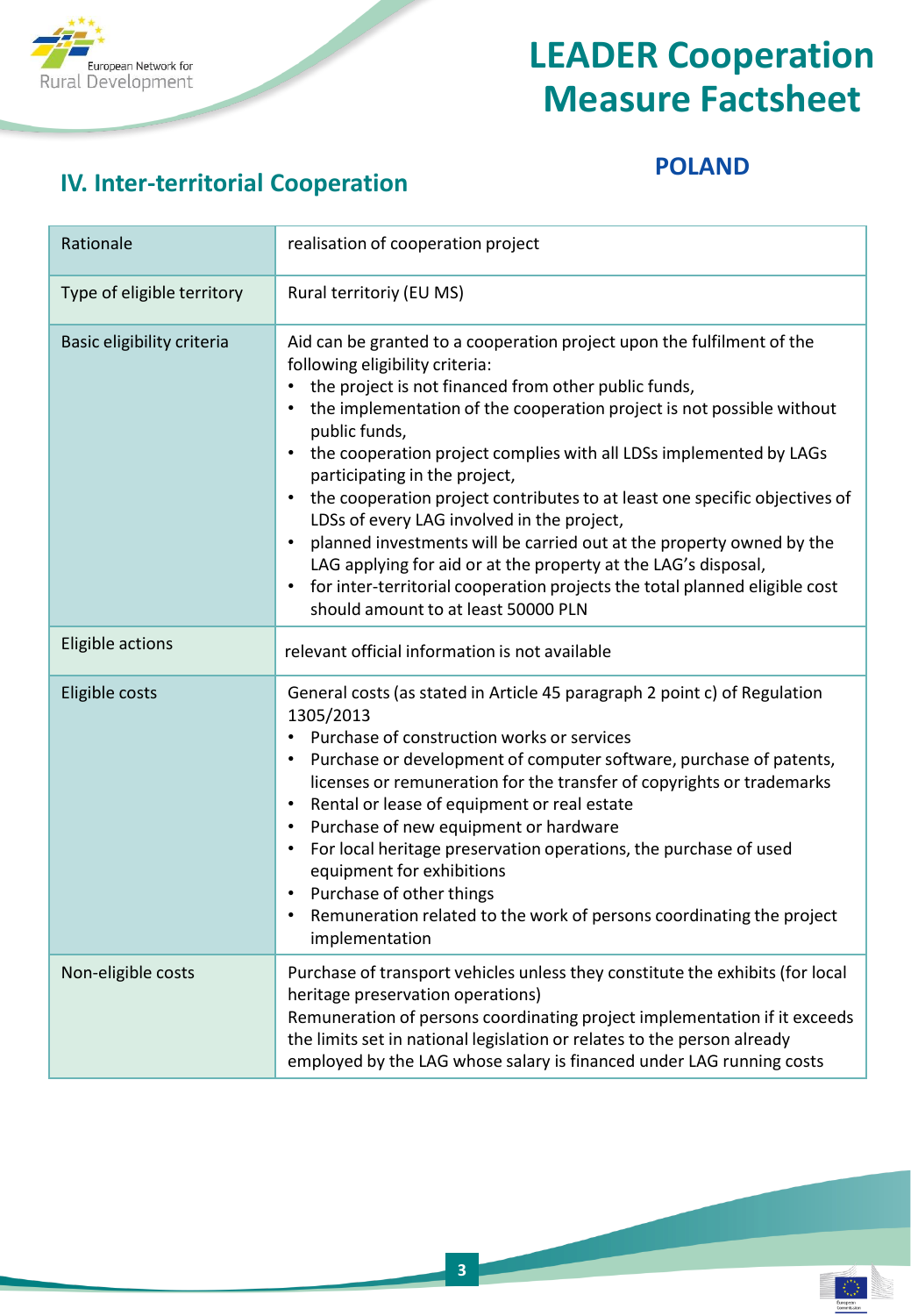# LEADER Cooperation Measure Factsheet

## POLAND

## IV. Inter-territorial Cooperation

| | |
|---|---|
| Rationale | realisation of cooperation project |
| Type of eligible territory | Rural territoriy (EU MS) |
| Basic eligibility criteria | Aid can be granted to a cooperation project upon the fulfilment of the following eligibility criteria:<br>• the project is not financed from other public funds,<br>• the implementation of the cooperation project is not possible without public funds,<br>• the cooperation project complies with all LDSs implemented by LAGs participating in the project,<br>• the cooperation project contributes to at least one specific objectives of LDSs of every LAG involved in the project,<br>• planned investments will be carried out at the property owned by the LAG applying for aid or at the property at the LAG's disposal,<br>• for inter-territorial cooperation projects the total planned eligible cost should amount to at least 50000 PLN |
| Eligible actions | relevant official information is not available |
| Eligible costs | General costs (as stated in Article 45 paragraph 2 point c) of Regulation 1305/2013<br>• Purchase of construction works or services<br>• Purchase or development of computer software, purchase of patents, licenses or remuneration for the transfer of copyrights or trademarks<br>• Rental or lease of equipment or real estate<br>• Purchase of new equipment or hardware<br>• For local heritage preservation operations, the purchase of used equipment for exhibitions<br>• Purchase of other things<br>• Remuneration related to the work of persons coordinating the project implementation |
| Non-eligible costs | Purchase of transport vehicles unless they constitute the exhibits (for local heritage preservation operations)<br>Remuneration of persons coordinating project implementation if it exceeds the limits set in national legislation or relates to the person already employed by the LAG whose salary is financed under LAG running costs |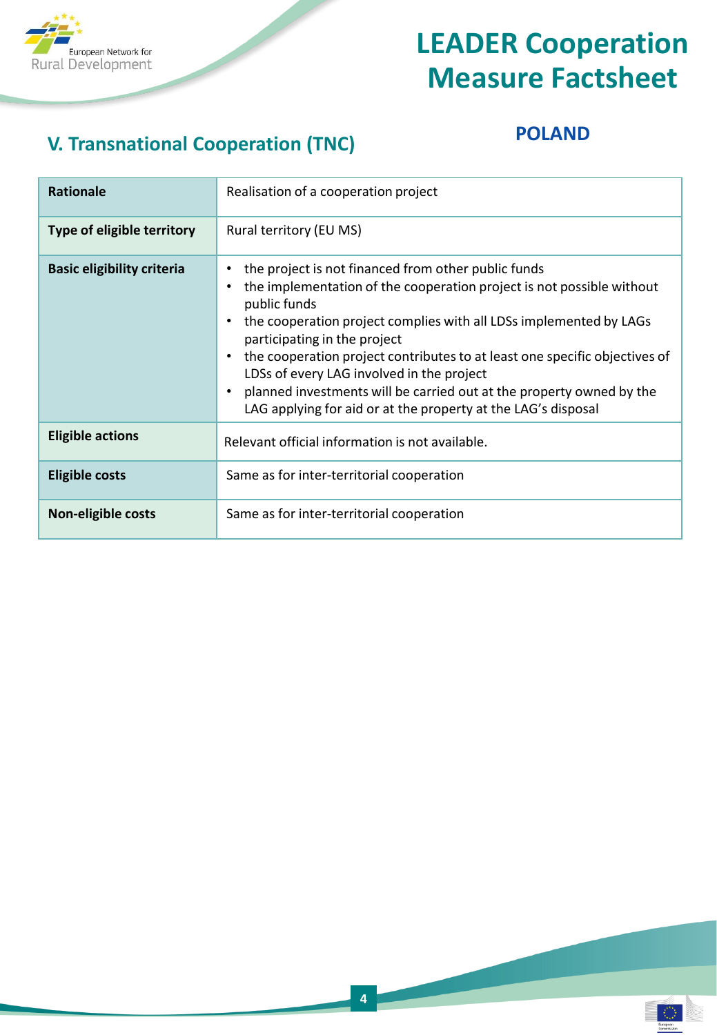# LEADER Cooperation Measure Factsheet

## POLAND

## V. Transnational Cooperation (TNC)

| | |
|---|---|
| **Rationale** | Realisation of a cooperation project |
| **Type of eligible territory** | Rural territory (EU MS) |
| **Basic eligibility criteria** | • the project is not financed from other public funds<br>• the implementation of the cooperation project is not possible without public funds<br>• the cooperation project complies with all LDSs implemented by LAGs participating in the project<br>• the cooperation project contributes to at least one specific objectives of LDSs of every LAG involved in the project<br>• planned investments will be carried out at the property owned by the LAG applying for aid or at the property at the LAG's disposal |
| **Eligible actions** | Relevant official information is not available. |
| **Eligible costs** | Same as for inter-territorial cooperation |
| **Non-eligible costs** | Same as for inter-territorial cooperation |